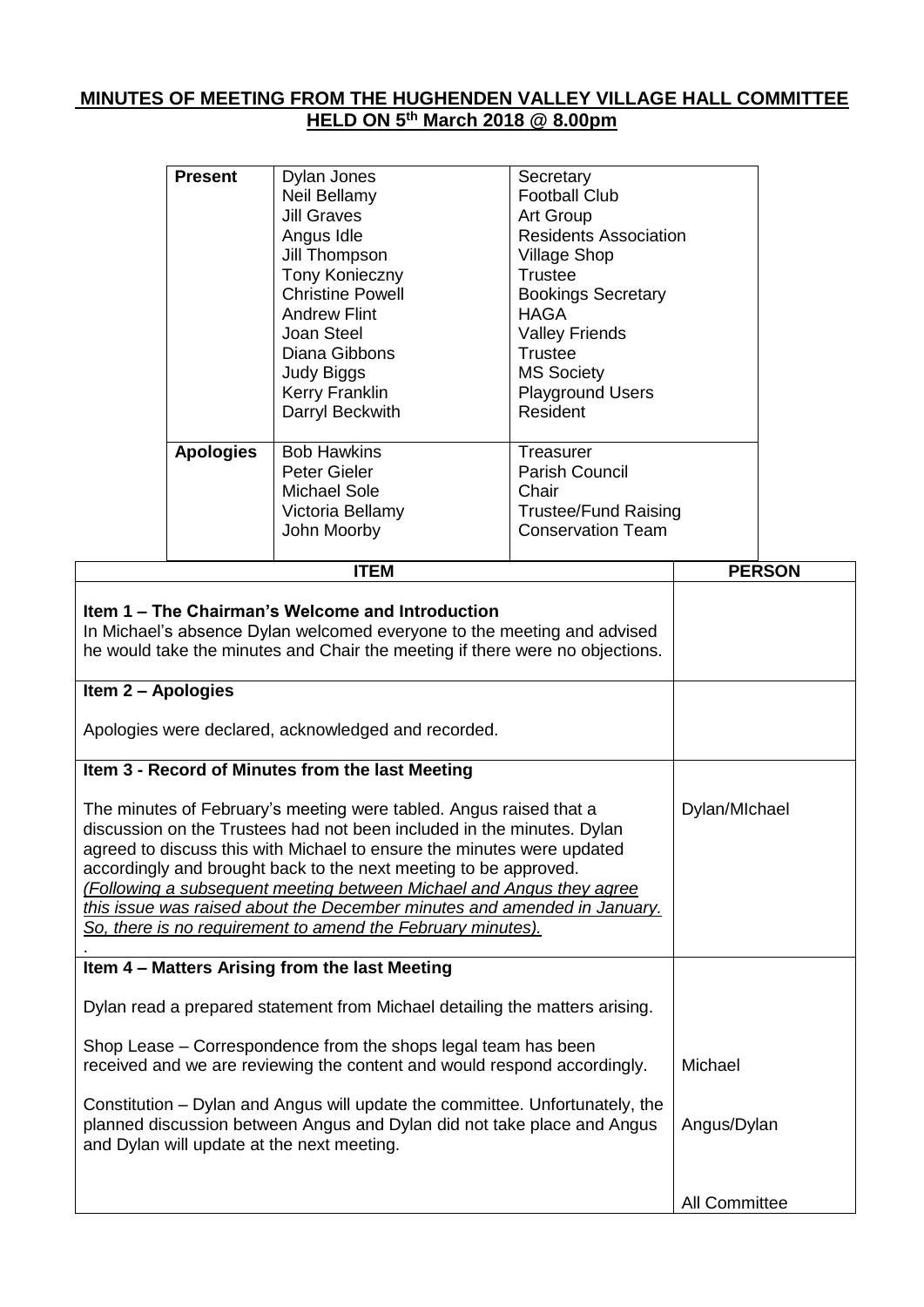# MINUTES OF MEETING FROM THE HUGHENDEN VALLEY VILLAGE HALL COMMITTEE HELD ON 5th March 2018 @ 8.00pm

| | | |
|---|---|---|
| **Present** | Dylan Jones | Secretary |
| | Neil Bellamy | Football Club |
| | Jill Graves | Art Group |
| | Angus Idle | Residents Association |
| | Jill Thompson | Village Shop |
| | Tony Konieczny | Trustee |
| | Christine Powell | Bookings Secretary |
| | Andrew Flint | HAGA |
| | Joan Steel | Valley Friends |
| | Diana Gibbons | Trustee |
| | Judy Biggs | MS Society |
| | Kerry Franklin | Playground Users |
| | Darryl Beckwith | Resident |
| **Apologies** | Bob Hawkins | Treasurer |
| | Peter Gieler | Parish Council |
| | Michael Sole | Chair |
| | Victoria Bellamy | Trustee/Fund Raising |
| | John Moorby | Conservation Team |

| ITEM | PERSON |
|---|---|
| **Item 1 – The Chairman's Welcome and Introduction**<br>In Michael's absence Dylan welcomed everyone to the meeting and advised he would take the minutes and Chair the meeting if there were no objections. | |
| **Item 2 – Apologies**<br><br>Apologies were declared, acknowledged and recorded. | |
| **Item 3 - Record of Minutes from the last Meeting**<br><br>The minutes of February's meeting were tabled. Angus raised that a discussion on the Trustees had not been included in the minutes. Dylan agreed to discuss this with Michael to ensure the minutes were updated accordingly and brought back to the next meeting to be approved.<br>*(Following a subsequent meeting between Michael and Angus they agree this issue was raised about the December minutes and amended in January. So, there is no requirement to amend the February minutes).*<br>. | Dylan/MIchael |
| **Item 4 – Matters Arising from the last Meeting**<br><br>Dylan read a prepared statement from Michael detailing the matters arising.<br><br>Shop Lease – Correspondence from the shops legal team has been received and we are reviewing the content and would respond accordingly.<br><br>Constitution – Dylan and Angus will update the committee. Unfortunately, the planned discussion between Angus and Dylan did not take place and Angus and Dylan will update at the next meeting. | Michael<br><br>Angus/Dylan<br><br>All Committee |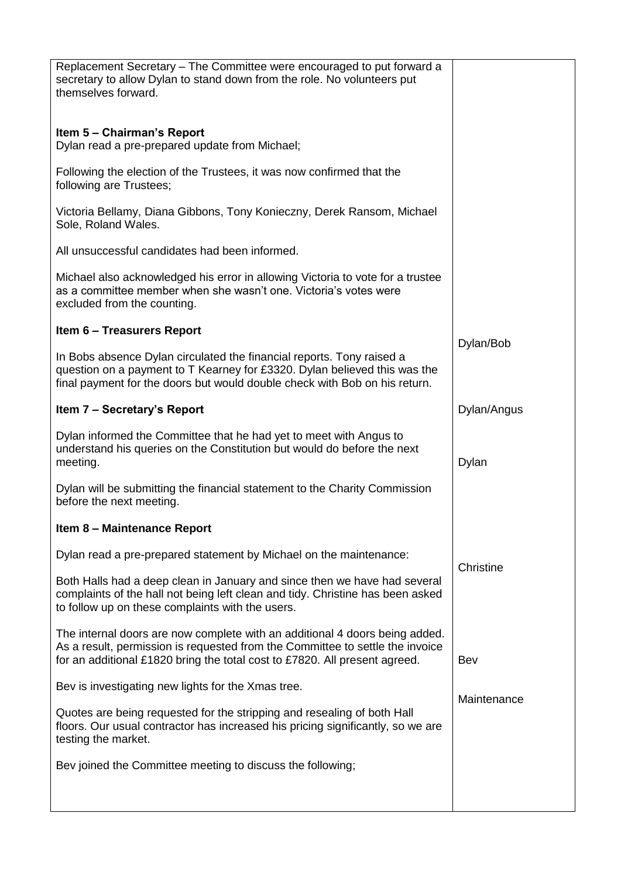| | |
|---|---|
| Replacement Secretary – The Committee were encouraged to put forward a secretary to allow Dylan to stand down from the role. No volunteers put themselves forward. | |
| **Item 5 – Chairman's Report**<br>Dylan read a pre-prepared update from Michael;<br><br>Following the election of the Trustees, it was now confirmed that the following are Trustees;<br><br>Victoria Bellamy, Diana Gibbons, Tony Konieczny, Derek Ransom, Michael Sole, Roland Wales.<br><br>All unsuccessful candidates had been informed.<br><br>Michael also acknowledged his error in allowing Victoria to vote for a trustee as a committee member when she wasn't one. Victoria's votes were excluded from the counting. | |
| **Item 6 – Treasurers Report**<br><br>In Bobs absence Dylan circulated the financial reports. Tony raised a question on a payment to T Kearney for £3320. Dylan believed this was the final payment for the doors but would double check with Bob on his return. | Dylan/Bob |
| **Item 7 – Secretary's Report**<br><br>Dylan informed the Committee that he had yet to meet with Angus to understand his queries on the Constitution but would do before the next meeting. | Dylan/Angus |
| Dylan will be submitting the financial statement to the Charity Commission before the next meeting. | Dylan |
| **Item 8 – Maintenance Report**<br><br>Dylan read a pre-prepared statement by Michael on the maintenance:<br><br>Both Halls had a deep clean in January and since then we have had several complaints of the hall not being left clean and tidy. Christine has been asked to follow up on these complaints with the users. | Christine |
| The internal doors are now complete with an additional 4 doors being added. As a result, permission is requested from the Committee to settle the invoice for an additional £1820 bring the total cost to £7820. All present agreed. | |
| Bev is investigating new lights for the Xmas tree. | Bev |
| Quotes are being requested for the stripping and resealing of both Hall floors. Our usual contractor has increased his pricing significantly, so we are testing the market. | Maintenance |
| Bev joined the Committee meeting to discuss the following; | |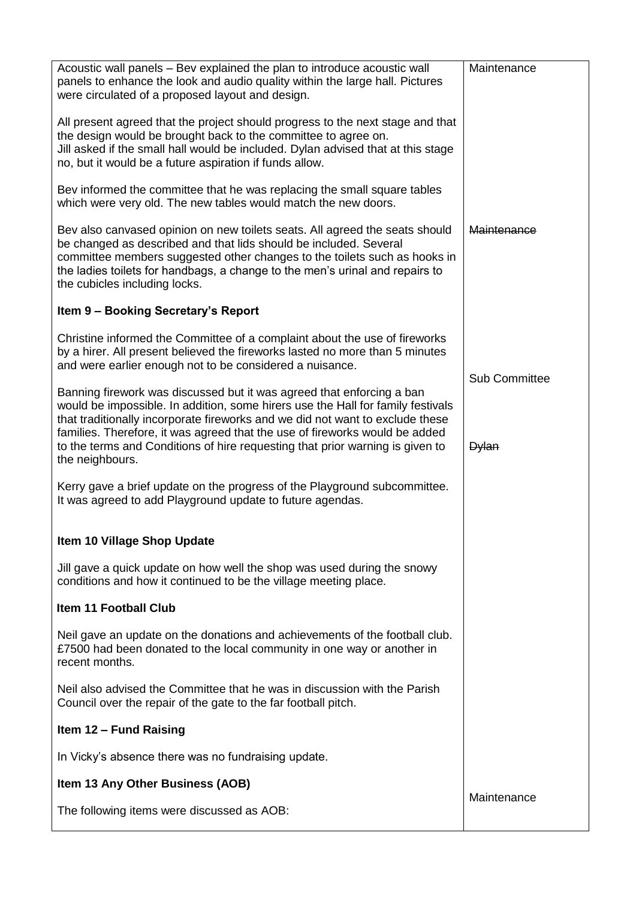| | |
|---|---|
| Acoustic wall panels – Bev explained the plan to introduce acoustic wall panels to enhance the look and audio quality within the large hall. Pictures were circulated of a proposed layout and design.<br><br>All present agreed that the project should progress to the next stage and that the design would be brought back to the committee to agree on.<br>Jill asked if the small hall would be included. Dylan advised that at this stage no, but it would be a future aspiration if funds allow.<br><br>Bev informed the committee that he was replacing the small square tables which were very old. The new tables would match the new doors. | Maintenance |
| Bev also canvased opinion on new toilets seats. All agreed the seats should be changed as described and that lids should be included. Several committee members suggested other changes to the toilets such as hooks in the ladies toilets for handbags, a change to the men's urinal and repairs to the cubicles including locks. | ~~Maintenance~~ |
| **Item 9 – Booking Secretary's Report**<br><br>Christine informed the Committee of a complaint about the use of fireworks by a hirer. All present believed the fireworks lasted no more than 5 minutes and were earlier enough not to be considered a nuisance. | |
| Banning firework was discussed but it was agreed that enforcing a ban would be impossible. In addition, some hirers use the Hall for family festivals that traditionally incorporate fireworks and we did not want to exclude these families. Therefore, it was agreed that the use of fireworks would be added to the terms and Conditions of hire requesting that prior warning is given to the neighbours. | Sub Committee<br><br>~~Dylan~~ |
| Kerry gave a brief update on the progress of the Playground subcommittee. It was agreed to add Playground update to future agendas.<br><br>**Item 10 Village Shop Update**<br><br>Jill gave a quick update on how well the shop was used during the snowy conditions and how it continued to be the village meeting place.<br><br>**Item 11 Football Club**<br><br>Neil gave an update on the donations and achievements of the football club. £7500 had been donated to the local community in one way or another in recent months.<br><br>Neil also advised the Committee that he was in discussion with the Parish Council over the repair of the gate to the far football pitch.<br><br>**Item 12 – Fund Raising**<br><br>In Vicky's absence there was no fundraising update. | |
| **Item 13 Any Other Business (AOB)**<br><br>The following items were discussed as AOB: | Maintenance |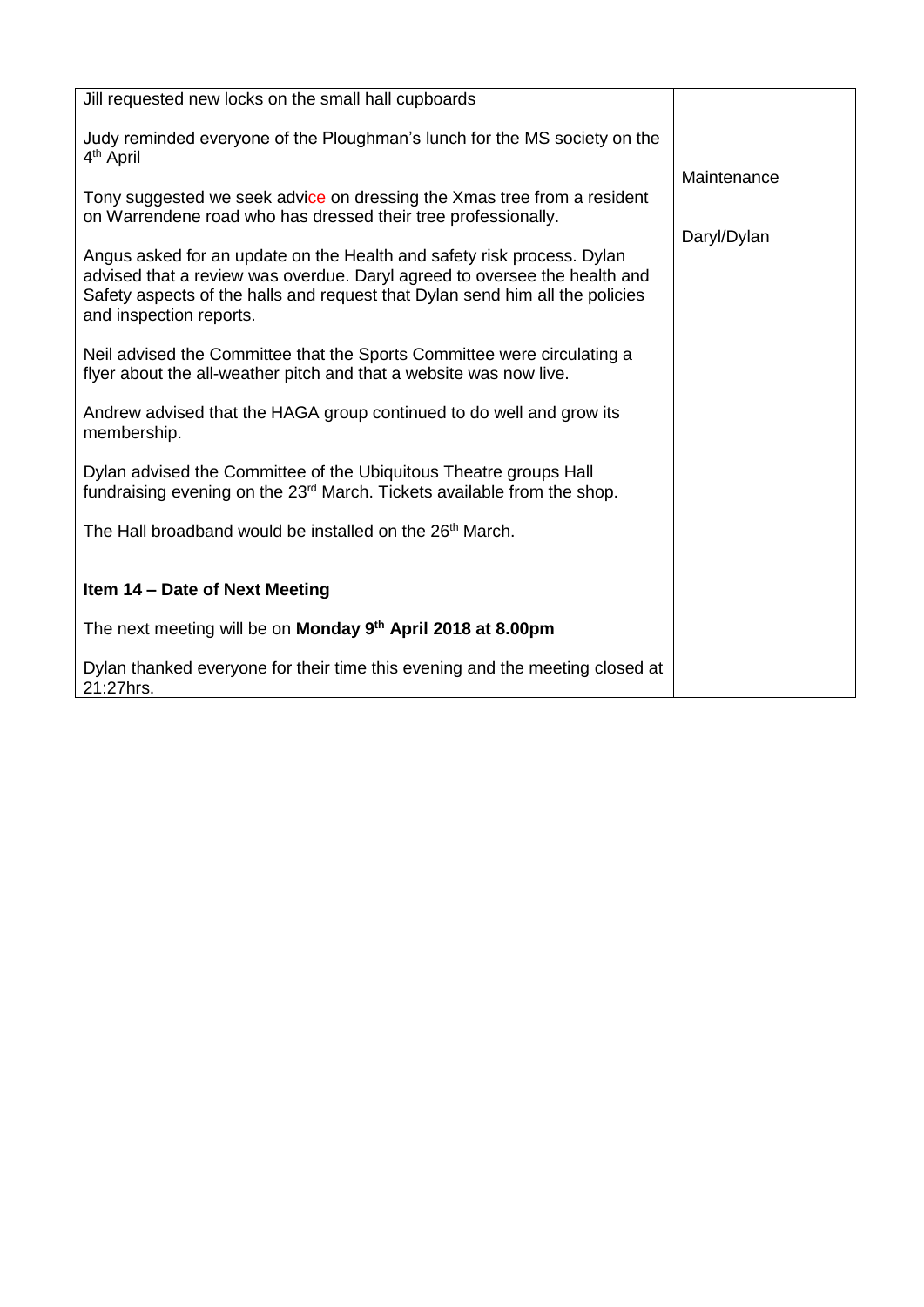| | |
|---|---|
| Jill requested new locks on the small hall cupboards<br><br>Judy reminded everyone of the Ploughman's lunch for the MS society on the 4th April<br><br>Tony suggested we seek advice on dressing the Xmas tree from a resident on Warrendene road who has dressed their tree professionally.<br><br>Angus asked for an update on the Health and safety risk process. Dylan advised that a review was overdue. Daryl agreed to oversee the health and Safety aspects of the halls and request that Dylan send him all the policies and inspection reports.<br><br>Neil advised the Committee that the Sports Committee were circulating a flyer about the all-weather pitch and that a website was now live.<br><br>Andrew advised that the HAGA group continued to do well and grow its membership.<br><br>Dylan advised the Committee of the Ubiquitous Theatre groups Hall fundraising evening on the 23rd March. Tickets available from the shop.<br><br>The Hall broadband would be installed on the 26th March.<br><br>**Item 14 – Date of Next Meeting**<br><br>The next meeting will be on **Monday 9th April 2018 at 8.00pm**<br><br>Dylan thanked everyone for their time this evening and the meeting closed at 21:27hrs. | Maintenance<br><br>Daryl/Dylan |